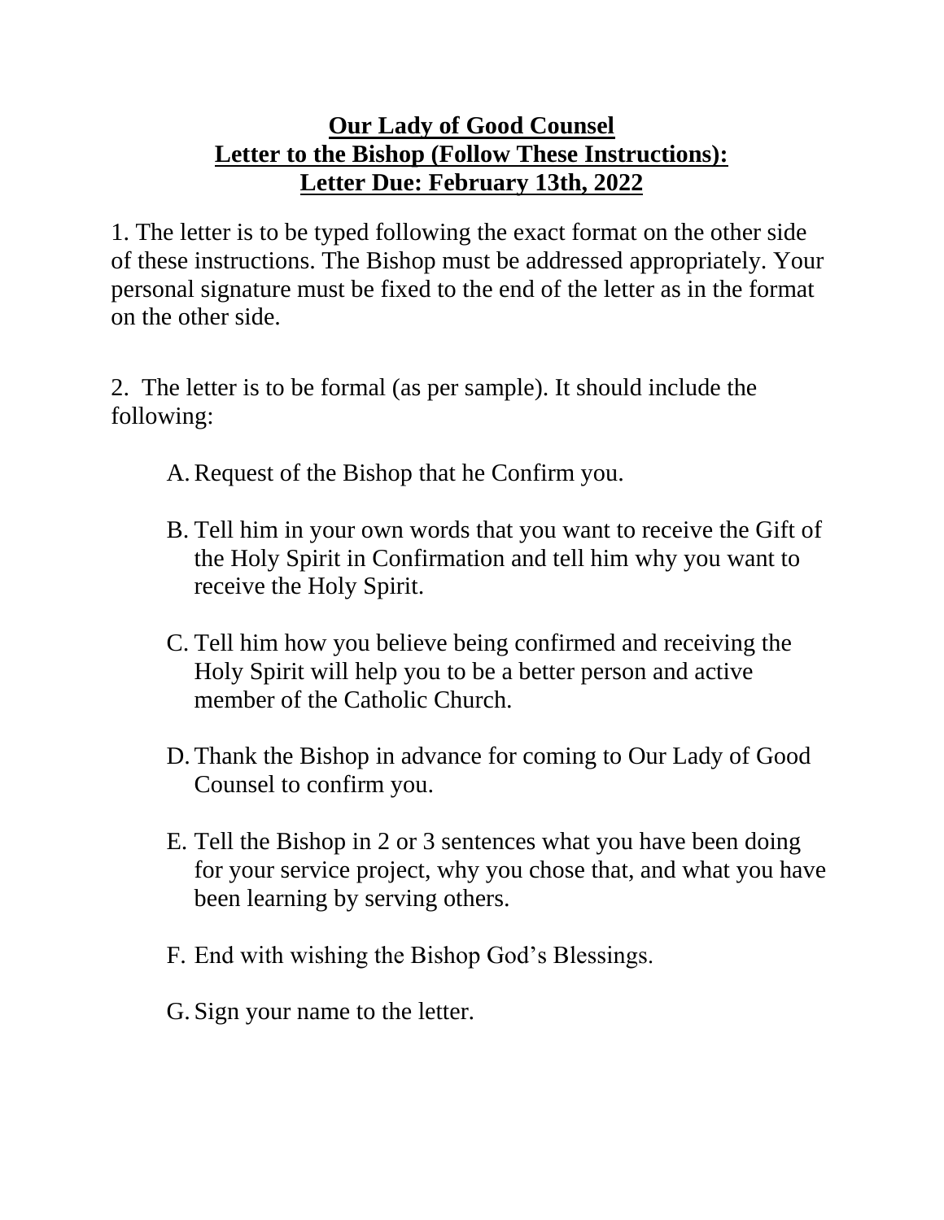**Our Lady of Good Counsel**
**Letter to the Bishop (Follow These Instructions):**
**Letter Due: February 13th, 2022**

1. The letter is to be typed following the exact format on the other side of these instructions. The Bishop must be addressed appropriately. Your personal signature must be fixed to the end of the letter as in the format on the other side.

2. The letter is to be formal (as per sample). It should include the following:

   A. Request of the Bishop that he Confirm you.

   B. Tell him in your own words that you want to receive the Gift of the Holy Spirit in Confirmation and tell him why you want to receive the Holy Spirit.

   C. Tell him how you believe being confirmed and receiving the Holy Spirit will help you to be a better person and active member of the Catholic Church.

   D. Thank the Bishop in advance for coming to Our Lady of Good Counsel to confirm you.

   E. Tell the Bishop in 2 or 3 sentences what you have been doing for your service project, why you chose that, and what you have been learning by serving others.

   F. End with wishing the Bishop God's Blessings.

   G. Sign your name to the letter.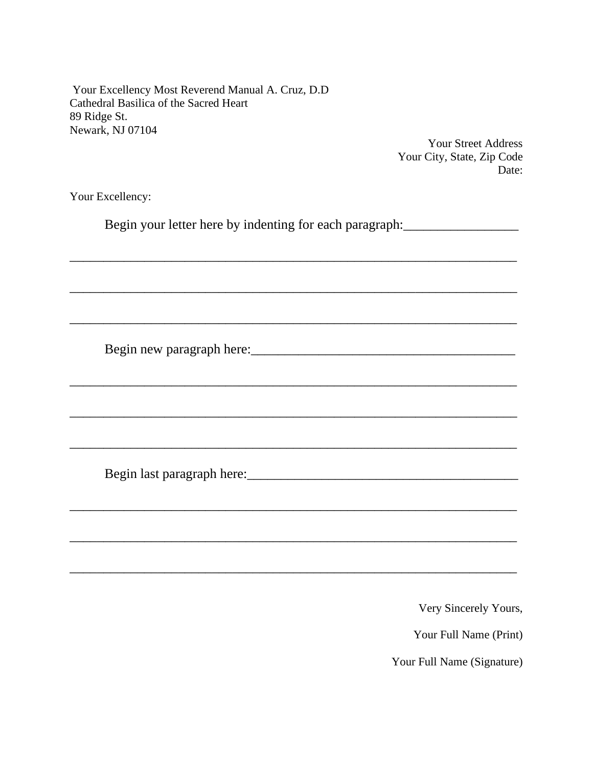Your Excellency Most Reverend Manual A. Cruz, D.D
Cathedral Basilica of the Sacred Heart
89 Ridge St.
Newark, NJ 07104

Your Street Address
Your City, State, Zip Code
Date:

Your Excellency:

Begin your letter here by indenting for each paragraph:_________________

____________________________________________________________________

____________________________________________________________________

____________________________________________________________________

Begin new paragraph here:_______________________________________

____________________________________________________________________

____________________________________________________________________

____________________________________________________________________

Begin last paragraph here:________________________________________

____________________________________________________________________

____________________________________________________________________

____________________________________________________________________

Very Sincerely Yours,

Your Full Name (Print)

Your Full Name (Signature)